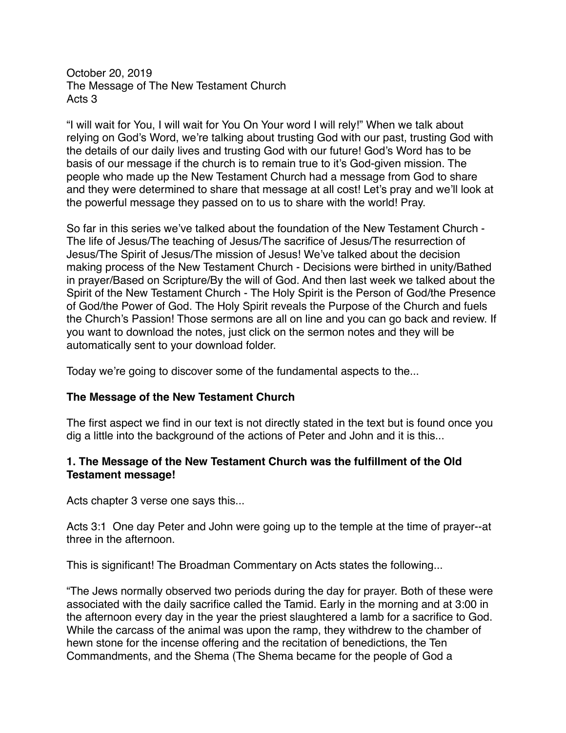October 20, 2019
The Message of The New Testament Church
Acts 3

"I will wait for You, I will wait for You On Your word I will rely!" When we talk about relying on God's Word, we're talking about trusting God with our past, trusting God with the details of our daily lives and trusting God with our future! God's Word has to be basis of our message if the church is to remain true to it's God-given mission. The people who made up the New Testament Church had a message from God to share and they were determined to share that message at all cost! Let's pray and we'll look at the powerful message they passed on to us to share with the world! Pray.

So far in this series we've talked about the foundation of the New Testament Church - The life of Jesus/The teaching of Jesus/The sacrifice of Jesus/The resurrection of Jesus/The Spirit of Jesus/The mission of Jesus! We've talked about the decision making process of the New Testament Church - Decisions were birthed in unity/Bathed in prayer/Based on Scripture/By the will of God. And then last week we talked about the Spirit of the New Testament Church - The Holy Spirit is the Person of God/the Presence of God/the Power of God. The Holy Spirit reveals the Purpose of the Church and fuels the Church's Passion! Those sermons are all on line and you can go back and review. If you want to download the notes, just click on the sermon notes and they will be automatically sent to your download folder.

Today we're going to discover some of the fundamental aspects to the...

**The Message of the New Testament Church**

The first aspect we find in our text is not directly stated in the text but is found once you dig a little into the background of the actions of Peter and John and it is this...

**1. The Message of the New Testament Church was the fulfillment of the Old Testament message!**

Acts chapter 3 verse one says this...

Acts 3:1 One day Peter and John were going up to the temple at the time of prayer--at three in the afternoon.

This is significant! The Broadman Commentary on Acts states the following...

"The Jews normally observed two periods during the day for prayer. Both of these were associated with the daily sacrifice called the Tamid. Early in the morning and at 3:00 in the afternoon every day in the year the priest slaughtered a lamb for a sacrifice to God. While the carcass of the animal was upon the ramp, they withdrew to the chamber of hewn stone for the incense offering and the recitation of benedictions, the Ten Commandments, and the Shema (The Shema became for the people of God a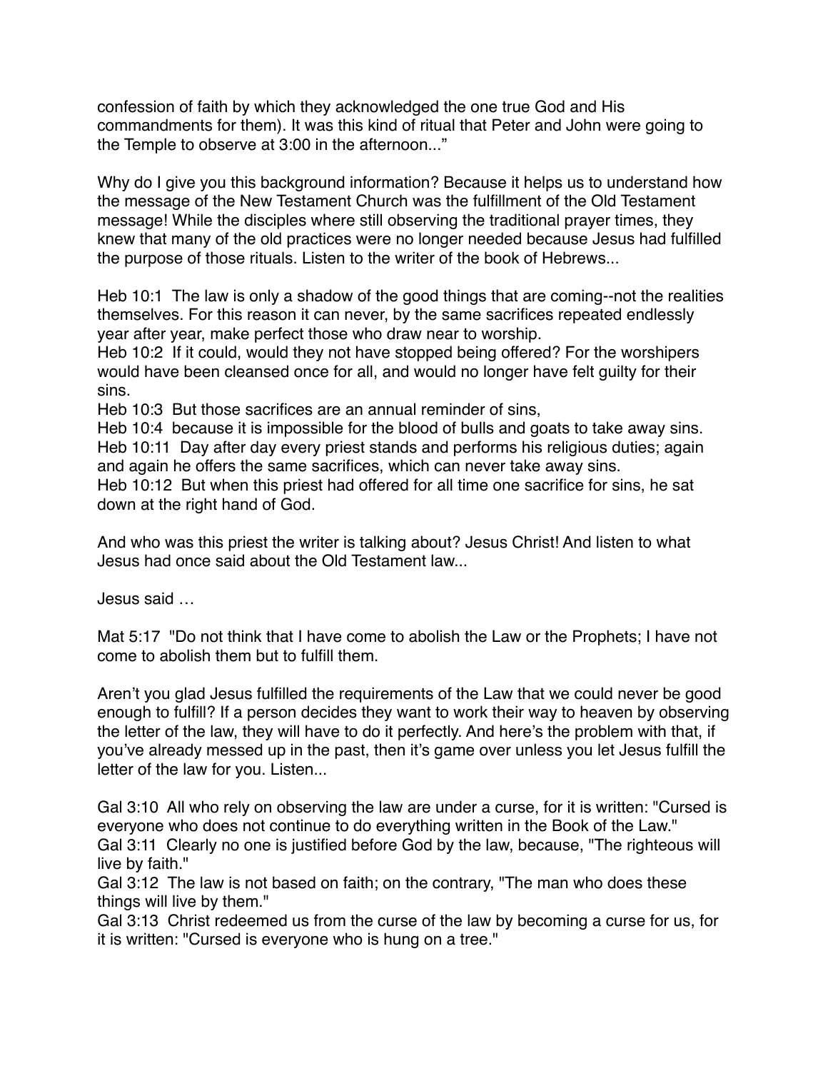confession of faith by which they acknowledged the one true God and His commandments for them). It was this kind of ritual that Peter and John were going to the Temple to observe at 3:00 in the afternoon...”

Why do I give you this background information? Because it helps us to understand how the message of the New Testament Church was the fulfillment of the Old Testament message! While the disciples where still observing the traditional prayer times, they knew that many of the old practices were no longer needed because Jesus had fulfilled the purpose of those rituals. Listen to the writer of the book of Hebrews...

Heb 10:1  The law is only a shadow of the good things that are coming--not the realities themselves. For this reason it can never, by the same sacrifices repeated endlessly year after year, make perfect those who draw near to worship.
Heb 10:2  If it could, would they not have stopped being offered? For the worshipers would have been cleansed once for all, and would no longer have felt guilty for their sins.
Heb 10:3  But those sacrifices are an annual reminder of sins,
Heb 10:4  because it is impossible for the blood of bulls and goats to take away sins.
Heb 10:11  Day after day every priest stands and performs his religious duties; again and again he offers the same sacrifices, which can never take away sins.
Heb 10:12  But when this priest had offered for all time one sacrifice for sins, he sat down at the right hand of God.

And who was this priest the writer is talking about? Jesus Christ! And listen to what Jesus had once said about the Old Testament law...

Jesus said …

Mat 5:17  "Do not think that I have come to abolish the Law or the Prophets; I have not come to abolish them but to fulfill them.

Aren’t you glad Jesus fulfilled the requirements of the Law that we could never be good enough to fulfill? If a person decides they want to work their way to heaven by observing the letter of the law, they will have to do it perfectly. And here’s the problem with that, if you’ve already messed up in the past, then it’s game over unless you let Jesus fulfill the letter of the law for you. Listen...

Gal 3:10  All who rely on observing the law are under a curse, for it is written: "Cursed is everyone who does not continue to do everything written in the Book of the Law."
Gal 3:11  Clearly no one is justified before God by the law, because, "The righteous will live by faith."
Gal 3:12  The law is not based on faith; on the contrary, "The man who does these things will live by them."
Gal 3:13  Christ redeemed us from the curse of the law by becoming a curse for us, for it is written: "Cursed is everyone who is hung on a tree."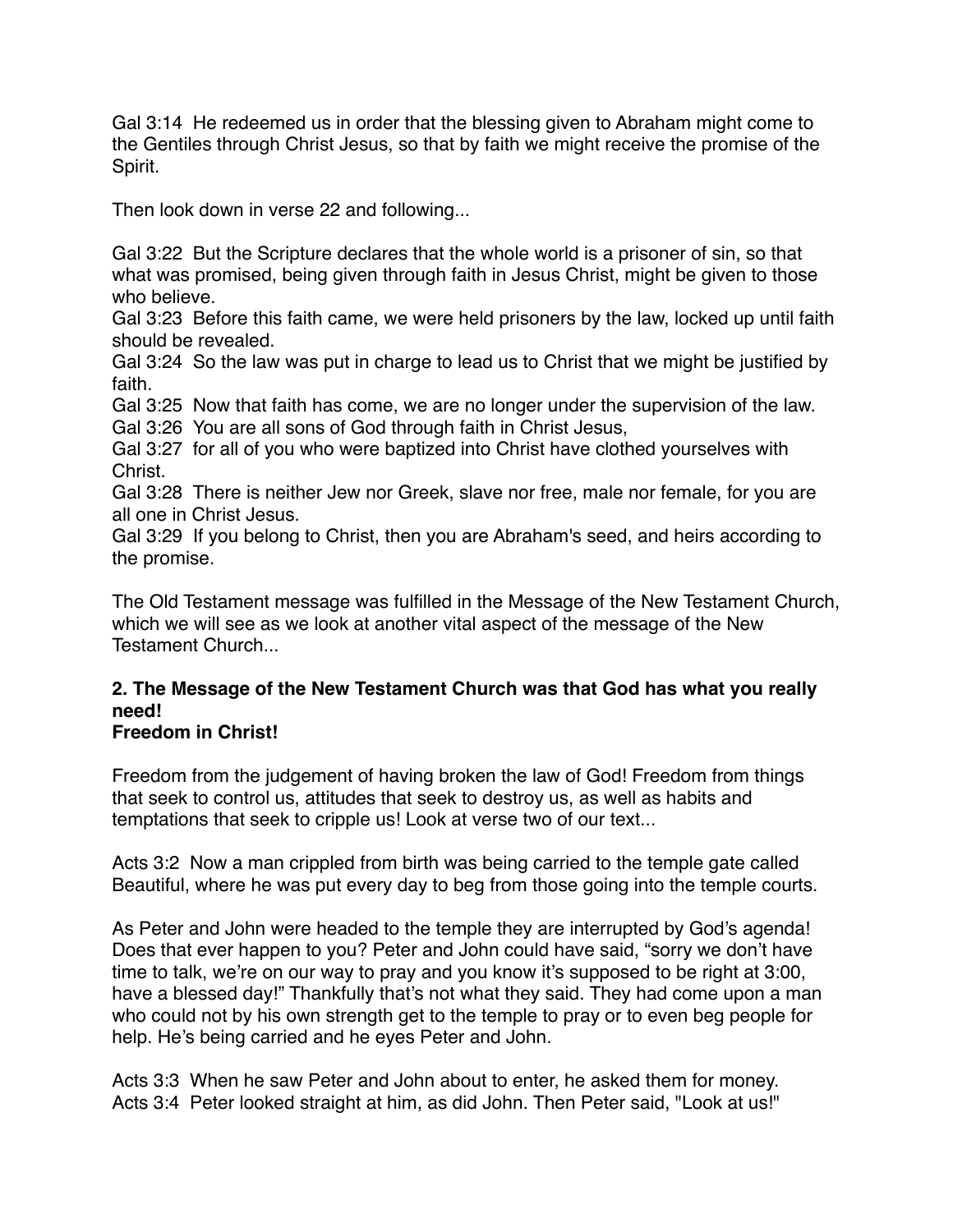Gal 3:14 He redeemed us in order that the blessing given to Abraham might come to the Gentiles through Christ Jesus, so that by faith we might receive the promise of the Spirit.

Then look down in verse 22 and following...

Gal 3:22 But the Scripture declares that the whole world is a prisoner of sin, so that what was promised, being given through faith in Jesus Christ, might be given to those who believe.
Gal 3:23 Before this faith came, we were held prisoners by the law, locked up until faith should be revealed.
Gal 3:24 So the law was put in charge to lead us to Christ that we might be justified by faith.
Gal 3:25 Now that faith has come, we are no longer under the supervision of the law.
Gal 3:26 You are all sons of God through faith in Christ Jesus,
Gal 3:27 for all of you who were baptized into Christ have clothed yourselves with Christ.
Gal 3:28 There is neither Jew nor Greek, slave nor free, male nor female, for you are all one in Christ Jesus.
Gal 3:29 If you belong to Christ, then you are Abraham's seed, and heirs according to the promise.

The Old Testament message was fulfilled in the Message of the New Testament Church, which we will see as we look at another vital aspect of the message of the New Testament Church...

**2. The Message of the New Testament Church was that God has what you really need!**
**Freedom in Christ!**

Freedom from the judgement of having broken the law of God! Freedom from things that seek to control us, attitudes that seek to destroy us, as well as habits and temptations that seek to cripple us! Look at verse two of our text...

Acts 3:2 Now a man crippled from birth was being carried to the temple gate called Beautiful, where he was put every day to beg from those going into the temple courts.

As Peter and John were headed to the temple they are interrupted by God's agenda! Does that ever happen to you? Peter and John could have said, "sorry we don't have time to talk, we're on our way to pray and you know it's supposed to be right at 3:00, have a blessed day!" Thankfully that's not what they said. They had come upon a man who could not by his own strength get to the temple to pray or to even beg people for help. He's being carried and he eyes Peter and John.

Acts 3:3 When he saw Peter and John about to enter, he asked them for money.
Acts 3:4 Peter looked straight at him, as did John. Then Peter said, "Look at us!"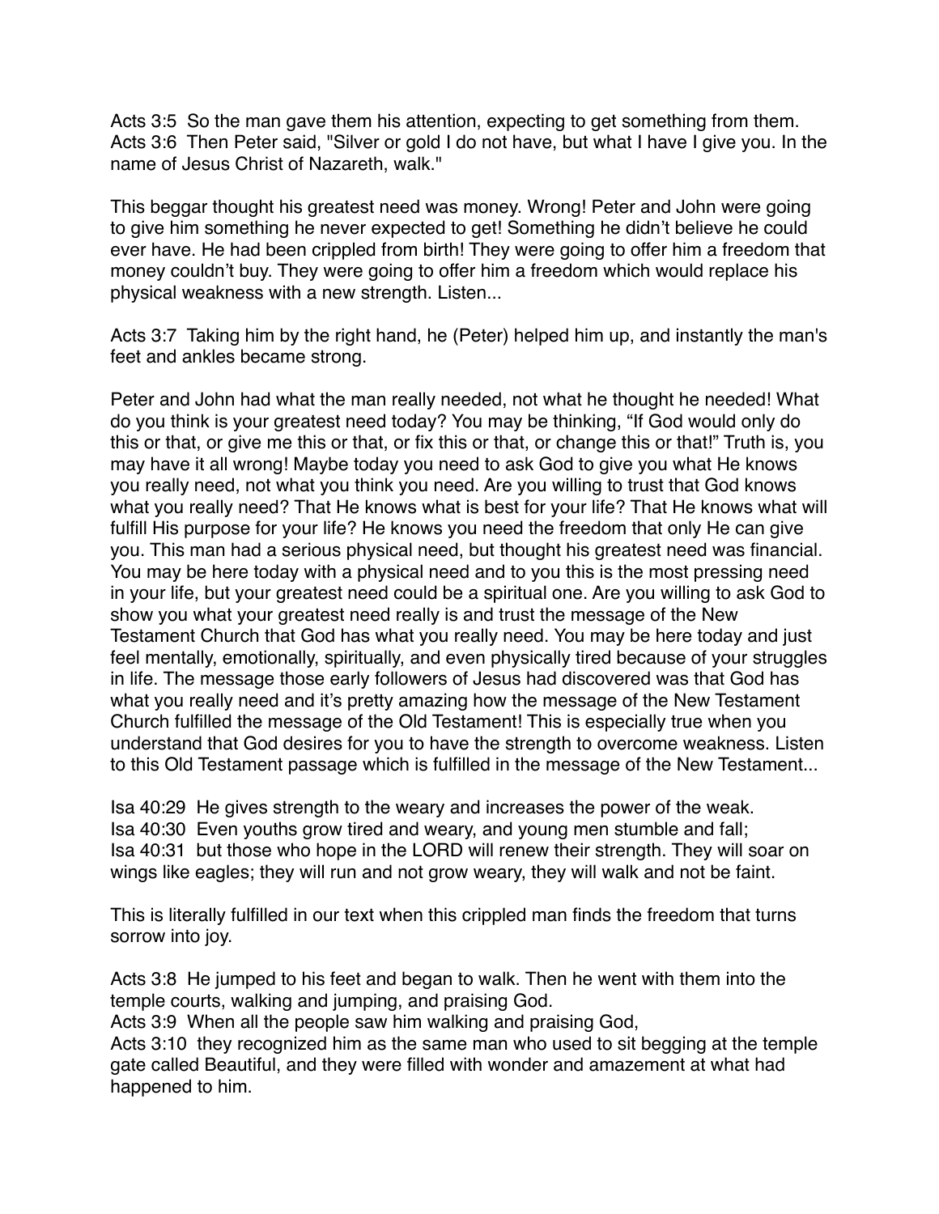Acts 3:5 So the man gave them his attention, expecting to get something from them.
Acts 3:6 Then Peter said, "Silver or gold I do not have, but what I have I give you. In the name of Jesus Christ of Nazareth, walk."

This beggar thought his greatest need was money. Wrong! Peter and John were going to give him something he never expected to get! Something he didn't believe he could ever have. He had been crippled from birth! They were going to offer him a freedom that money couldn't buy. They were going to offer him a freedom which would replace his physical weakness with a new strength. Listen...

Acts 3:7 Taking him by the right hand, he (Peter) helped him up, and instantly the man's feet and ankles became strong.

Peter and John had what the man really needed, not what he thought he needed! What do you think is your greatest need today? You may be thinking, "If God would only do this or that, or give me this or that, or fix this or that, or change this or that!" Truth is, you may have it all wrong! Maybe today you need to ask God to give you what He knows you really need, not what you think you need. Are you willing to trust that God knows what you really need? That He knows what is best for your life? That He knows what will fulfill His purpose for your life? He knows you need the freedom that only He can give you. This man had a serious physical need, but thought his greatest need was financial. You may be here today with a physical need and to you this is the most pressing need in your life, but your greatest need could be a spiritual one. Are you willing to ask God to show you what your greatest need really is and trust the message of the New Testament Church that God has what you really need. You may be here today and just feel mentally, emotionally, spiritually, and even physically tired because of your struggles in life. The message those early followers of Jesus had discovered was that God has what you really need and it's pretty amazing how the message of the New Testament Church fulfilled the message of the Old Testament! This is especially true when you understand that God desires for you to have the strength to overcome weakness. Listen to this Old Testament passage which is fulfilled in the message of the New Testament...

Isa 40:29 He gives strength to the weary and increases the power of the weak.
Isa 40:30 Even youths grow tired and weary, and young men stumble and fall;
Isa 40:31 but those who hope in the LORD will renew their strength. They will soar on wings like eagles; they will run and not grow weary, they will walk and not be faint.

This is literally fulfilled in our text when this crippled man finds the freedom that turns sorrow into joy.

Acts 3:8 He jumped to his feet and began to walk. Then he went with them into the temple courts, walking and jumping, and praising God.
Acts 3:9 When all the people saw him walking and praising God,
Acts 3:10 they recognized him as the same man who used to sit begging at the temple gate called Beautiful, and they were filled with wonder and amazement at what had happened to him.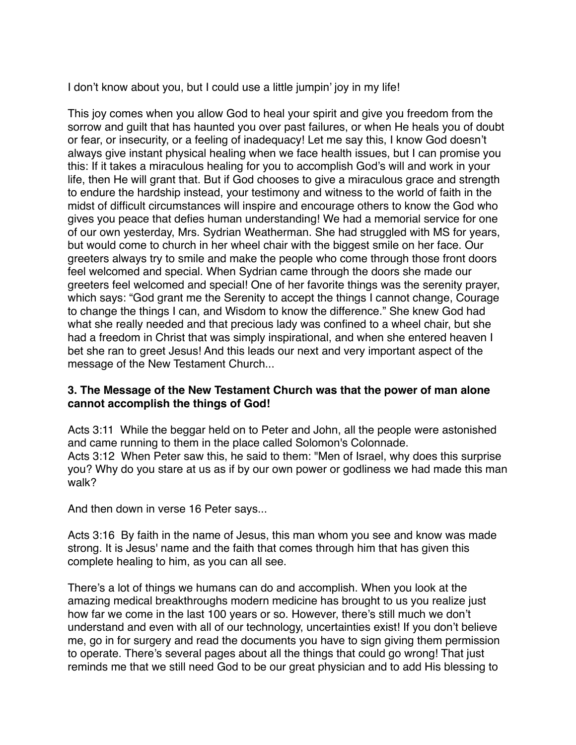I don't know about you, but I could use a little jumpin' joy in my life!

This joy comes when you allow God to heal your spirit and give you freedom from the sorrow and guilt that has haunted you over past failures, or when He heals you of doubt or fear, or insecurity, or a feeling of inadequacy! Let me say this, I know God doesn't always give instant physical healing when we face health issues, but I can promise you this: If it takes a miraculous healing for you to accomplish God's will and work in your life, then He will grant that. But if God chooses to give a miraculous grace and strength to endure the hardship instead, your testimony and witness to the world of faith in the midst of difficult circumstances will inspire and encourage others to know the God who gives you peace that defies human understanding! We had a memorial service for one of our own yesterday, Mrs. Sydrian Weatherman. She had struggled with MS for years, but would come to church in her wheel chair with the biggest smile on her face. Our greeters always try to smile and make the people who come through those front doors feel welcomed and special. When Sydrian came through the doors she made our greeters feel welcomed and special! One of her favorite things was the serenity prayer, which says: "God grant me the Serenity to accept the things I cannot change, Courage to change the things I can, and Wisdom to know the difference." She knew God had what she really needed and that precious lady was confined to a wheel chair, but she had a freedom in Christ that was simply inspirational, and when she entered heaven I bet she ran to greet Jesus! And this leads our next and very important aspect of the message of the New Testament Church...

**3. The Message of the New Testament Church was that the power of man alone cannot accomplish the things of God!**

Acts 3:11 While the beggar held on to Peter and John, all the people were astonished and came running to them in the place called Solomon's Colonnade.
Acts 3:12 When Peter saw this, he said to them: "Men of Israel, why does this surprise you? Why do you stare at us as if by our own power or godliness we had made this man walk?

And then down in verse 16 Peter says...

Acts 3:16 By faith in the name of Jesus, this man whom you see and know was made strong. It is Jesus' name and the faith that comes through him that has given this complete healing to him, as you can all see.

There's a lot of things we humans can do and accomplish. When you look at the amazing medical breakthroughs modern medicine has brought to us you realize just how far we come in the last 100 years or so. However, there's still much we don't understand and even with all of our technology, uncertainties exist! If you don't believe me, go in for surgery and read the documents you have to sign giving them permission to operate. There's several pages about all the things that could go wrong! That just reminds me that we still need God to be our great physician and to add His blessing to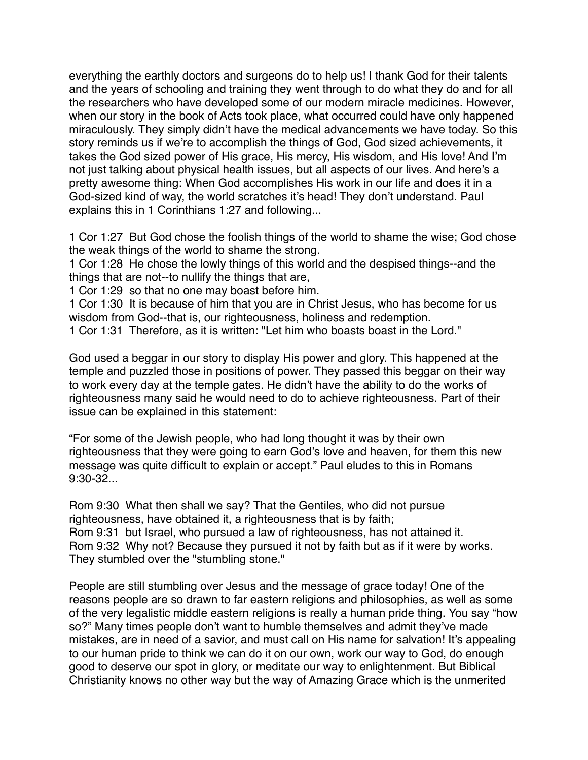everything the earthly doctors and surgeons do to help us! I thank God for their talents and the years of schooling and training they went through to do what they do and for all the researchers who have developed some of our modern miracle medicines. However, when our story in the book of Acts took place, what occurred could have only happened miraculously. They simply didn't have the medical advancements we have today. So this story reminds us if we're to accomplish the things of God, God sized achievements, it takes the God sized power of His grace, His mercy, His wisdom, and His love! And I'm not just talking about physical health issues, but all aspects of our lives. And here's a pretty awesome thing: When God accomplishes His work in our life and does it in a God-sized kind of way, the world scratches it's head! They don't understand. Paul explains this in 1 Corinthians 1:27 and following...

1 Cor 1:27 But God chose the foolish things of the world to shame the wise; God chose the weak things of the world to shame the strong.
1 Cor 1:28 He chose the lowly things of this world and the despised things--and the things that are not--to nullify the things that are,
1 Cor 1:29 so that no one may boast before him.
1 Cor 1:30 It is because of him that you are in Christ Jesus, who has become for us wisdom from God--that is, our righteousness, holiness and redemption.
1 Cor 1:31 Therefore, as it is written: "Let him who boasts boast in the Lord."

God used a beggar in our story to display His power and glory. This happened at the temple and puzzled those in positions of power. They passed this beggar on their way to work every day at the temple gates. He didn't have the ability to do the works of righteousness many said he would need to do to achieve righteousness. Part of their issue can be explained in this statement:

"For some of the Jewish people, who had long thought it was by their own righteousness that they were going to earn God's love and heaven, for them this new message was quite difficult to explain or accept." Paul eludes to this in Romans 9:30-32...

Rom 9:30 What then shall we say? That the Gentiles, who did not pursue righteousness, have obtained it, a righteousness that is by faith;
Rom 9:31 but Israel, who pursued a law of righteousness, has not attained it.
Rom 9:32 Why not? Because they pursued it not by faith but as if it were by works. They stumbled over the "stumbling stone."

People are still stumbling over Jesus and the message of grace today! One of the reasons people are so drawn to far eastern religions and philosophies, as well as some of the very legalistic middle eastern religions is really a human pride thing. You say "how so?" Many times people don't want to humble themselves and admit they've made mistakes, are in need of a savior, and must call on His name for salvation! It's appealing to our human pride to think we can do it on our own, work our way to God, do enough good to deserve our spot in glory, or meditate our way to enlightenment. But Biblical Christianity knows no other way but the way of Amazing Grace which is the unmerited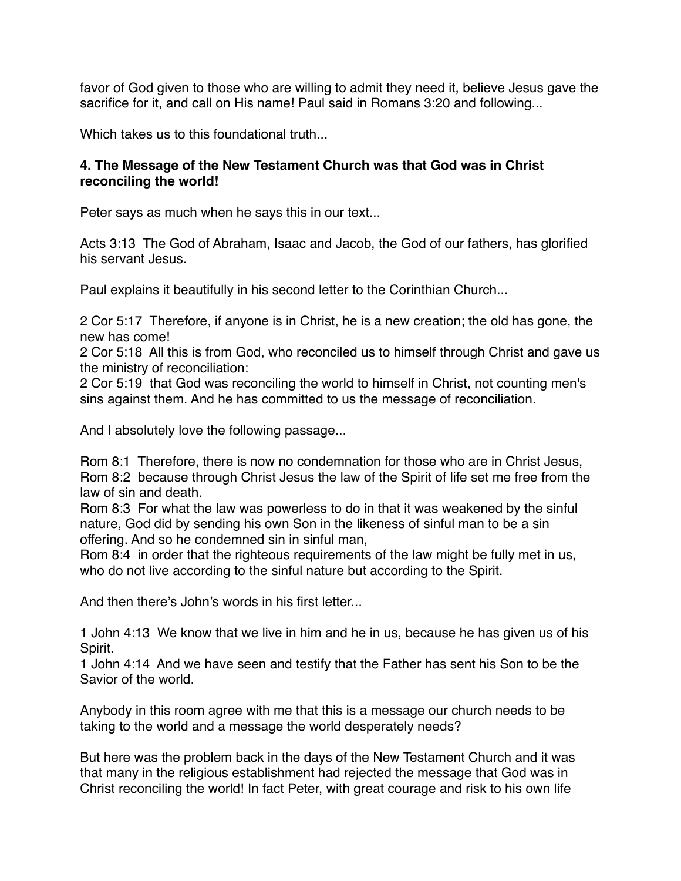favor of God given to those who are willing to admit they need it, believe Jesus gave the sacrifice for it, and call on His name! Paul said in Romans 3:20 and following...

Which takes us to this foundational truth...

**4. The Message of the New Testament Church was that God was in Christ reconciling the world!**

Peter says as much when he says this in our text...

Acts 3:13  The God of Abraham, Isaac and Jacob, the God of our fathers, has glorified his servant Jesus.

Paul explains it beautifully in his second letter to the Corinthian Church...

2 Cor 5:17  Therefore, if anyone is in Christ, he is a new creation; the old has gone, the new has come!
2 Cor 5:18  All this is from God, who reconciled us to himself through Christ and gave us the ministry of reconciliation:
2 Cor 5:19  that God was reconciling the world to himself in Christ, not counting men's sins against them. And he has committed to us the message of reconciliation.

And I absolutely love the following passage...

Rom 8:1  Therefore, there is now no condemnation for those who are in Christ Jesus,
Rom 8:2  because through Christ Jesus the law of the Spirit of life set me free from the law of sin and death.
Rom 8:3  For what the law was powerless to do in that it was weakened by the sinful nature, God did by sending his own Son in the likeness of sinful man to be a sin offering. And so he condemned sin in sinful man,
Rom 8:4  in order that the righteous requirements of the law might be fully met in us, who do not live according to the sinful nature but according to the Spirit.

And then there's John's words in his first letter...

1 John 4:13  We know that we live in him and he in us, because he has given us of his Spirit.
1 John 4:14  And we have seen and testify that the Father has sent his Son to be the Savior of the world.

Anybody in this room agree with me that this is a message our church needs to be taking to the world and a message the world desperately needs?

But here was the problem back in the days of the New Testament Church and it was that many in the religious establishment had rejected the message that God was in Christ reconciling the world! In fact Peter, with great courage and risk to his own life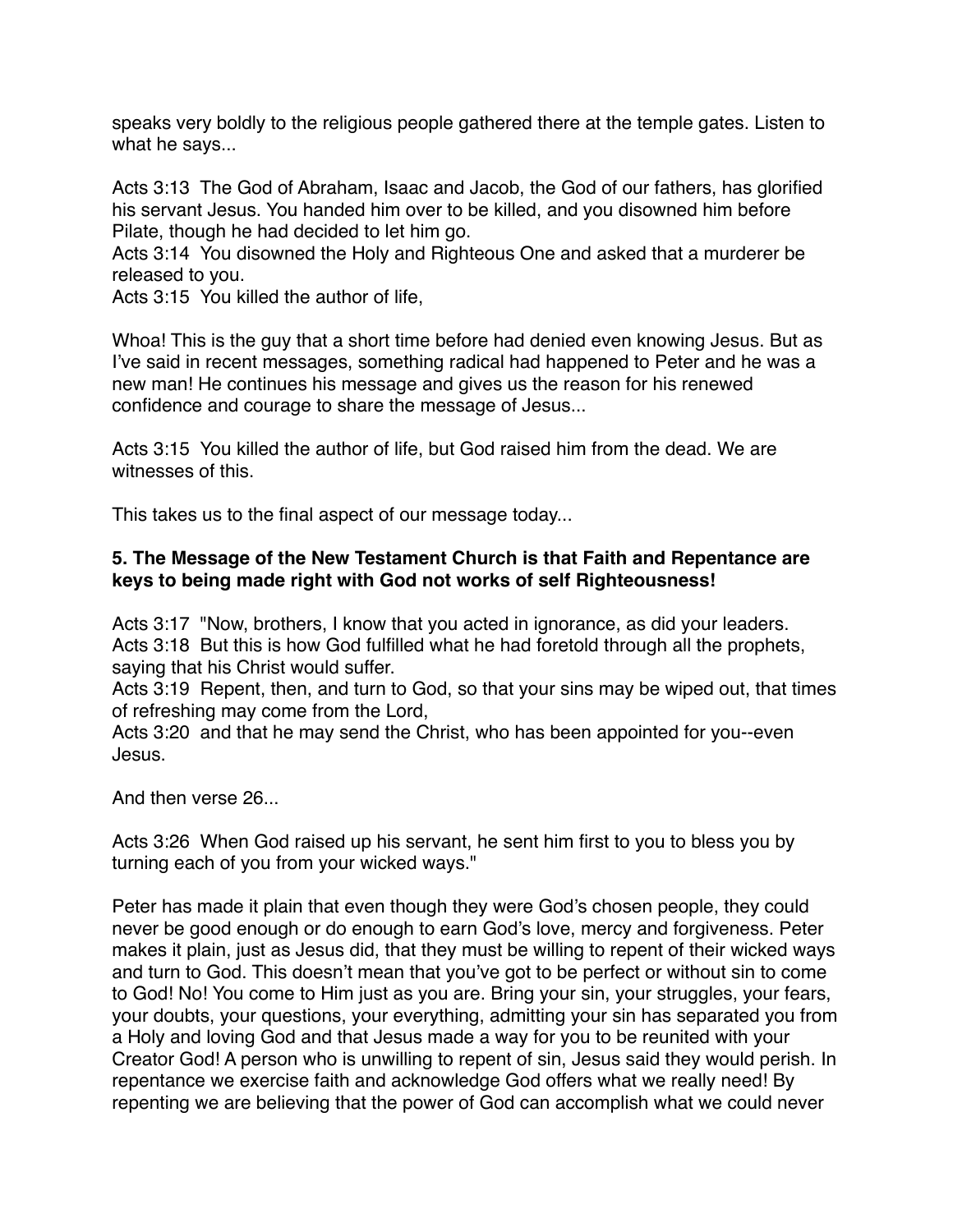speaks very boldly to the religious people gathered there at the temple gates. Listen to what he says...

Acts 3:13  The God of Abraham, Isaac and Jacob, the God of our fathers, has glorified his servant Jesus. You handed him over to be killed, and you disowned him before Pilate, though he had decided to let him go.
Acts 3:14  You disowned the Holy and Righteous One and asked that a murderer be released to you.
Acts 3:15  You killed the author of life,

Whoa! This is the guy that a short time before had denied even knowing Jesus. But as I've said in recent messages, something radical had happened to Peter and he was a new man! He continues his message and gives us the reason for his renewed confidence and courage to share the message of Jesus...

Acts 3:15  You killed the author of life, but God raised him from the dead. We are witnesses of this.

This takes us to the final aspect of our message today...

**5. The Message of the New Testament Church is that Faith and Repentance are keys to being made right with God not works of self Righteousness!**

Acts 3:17  "Now, brothers, I know that you acted in ignorance, as did your leaders.
Acts 3:18  But this is how God fulfilled what he had foretold through all the prophets, saying that his Christ would suffer.
Acts 3:19  Repent, then, and turn to God, so that your sins may be wiped out, that times of refreshing may come from the Lord,
Acts 3:20  and that he may send the Christ, who has been appointed for you--even Jesus.

And then verse 26...

Acts 3:26  When God raised up his servant, he sent him first to you to bless you by turning each of you from your wicked ways."

Peter has made it plain that even though they were God's chosen people, they could never be good enough or do enough to earn God's love, mercy and forgiveness. Peter makes it plain, just as Jesus did, that they must be willing to repent of their wicked ways and turn to God. This doesn't mean that you've got to be perfect or without sin to come to God! No! You come to Him just as you are. Bring your sin, your struggles, your fears, your doubts, your questions, your everything, admitting your sin has separated you from a Holy and loving God and that Jesus made a way for you to be reunited with your Creator God! A person who is unwilling to repent of sin, Jesus said they would perish. In repentance we exercise faith and acknowledge God offers what we really need! By repenting we are believing that the power of God can accomplish what we could never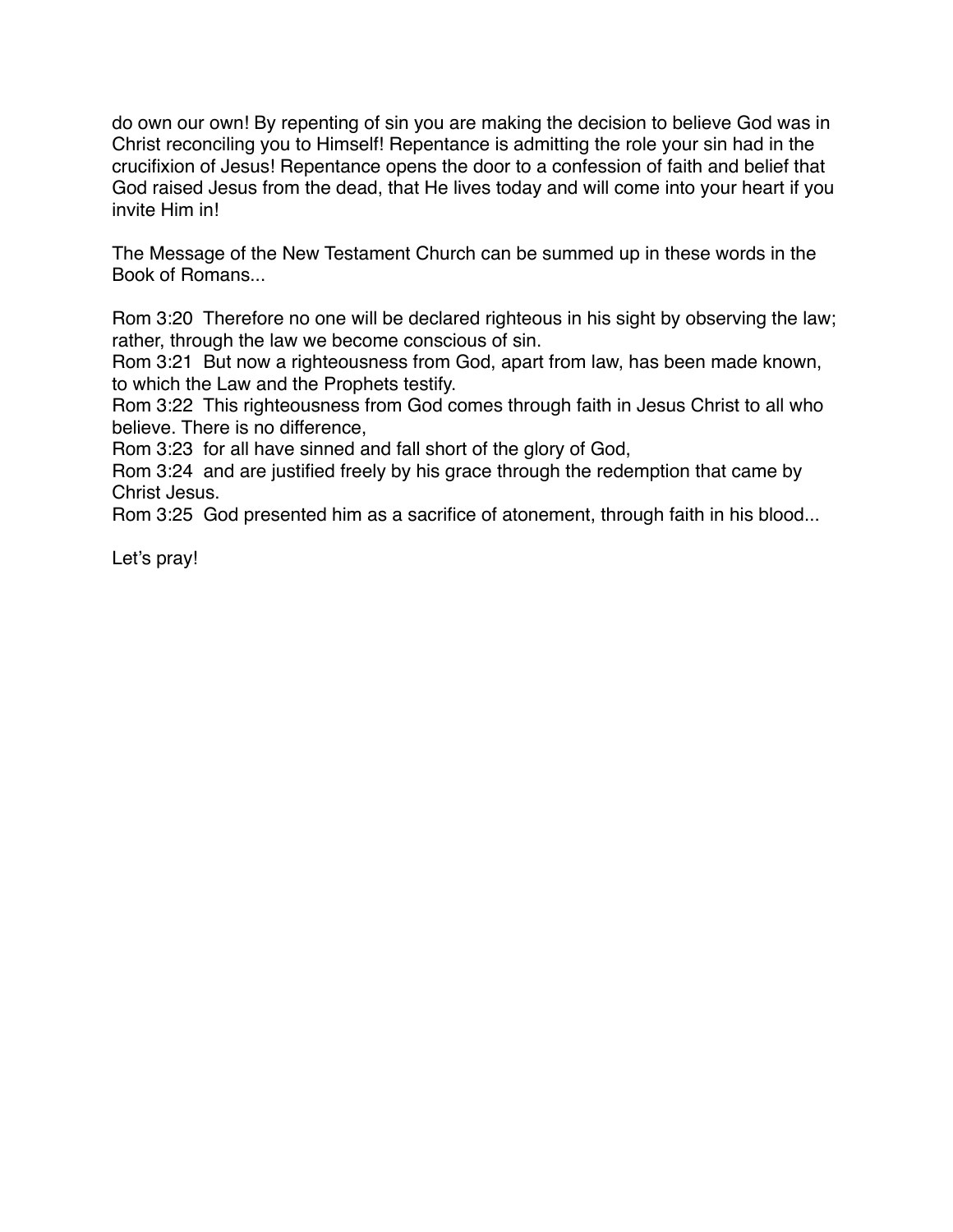do own our own! By repenting of sin you are making the decision to believe God was in Christ reconciling you to Himself! Repentance is admitting the role your sin had in the crucifixion of Jesus! Repentance opens the door to a confession of faith and belief that God raised Jesus from the dead, that He lives today and will come into your heart if you invite Him in!

The Message of the New Testament Church can be summed up in these words in the Book of Romans...

Rom 3:20  Therefore no one will be declared righteous in his sight by observing the law; rather, through the law we become conscious of sin.
Rom 3:21  But now a righteousness from God, apart from law, has been made known, to which the Law and the Prophets testify.
Rom 3:22  This righteousness from God comes through faith in Jesus Christ to all who believe. There is no difference,
Rom 3:23  for all have sinned and fall short of the glory of God,
Rom 3:24  and are justified freely by his grace through the redemption that came by Christ Jesus.
Rom 3:25  God presented him as a sacrifice of atonement, through faith in his blood...

Let's pray!